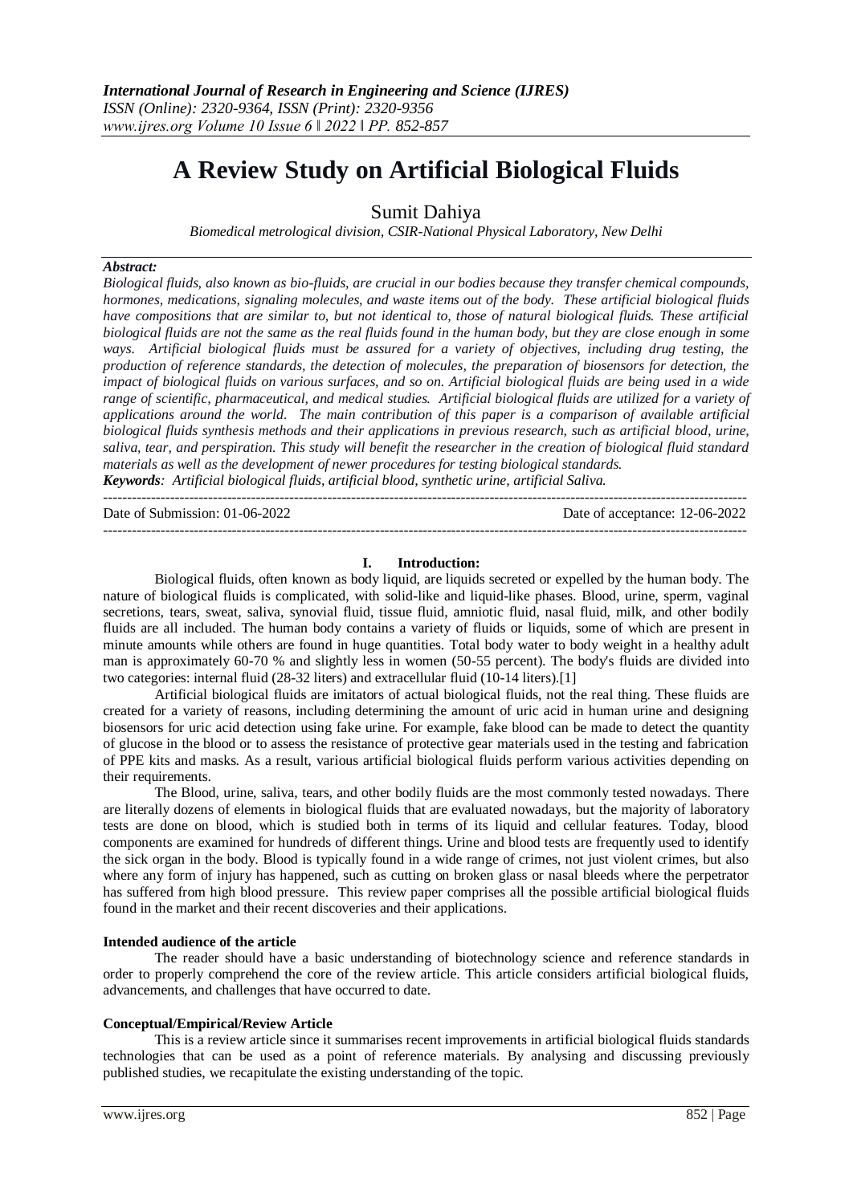# A Review Study on Artificial Biological Fluids

Sumit Dahiya

*Biomedical metrological division, CSIR-National Physical Laboratory, New Delhi*

***Abstract:***

***Biological fluids, also known as bio-fluids, are crucial in our bodies because they transfer chemical compounds, hormones, medications, signaling molecules, and waste items out of the body. These artificial biological fluids have compositions that are similar to, but not identical to, those of natural biological fluids. These artificial biological fluids are not the same as the real fluids found in the human body, but they are close enough in some ways. Artificial biological fluids must be assured for a variety of objectives, including drug testing, the production of reference standards, the detection of molecules, the preparation of biosensors for detection, the impact of biological fluids on various surfaces, and so on. Artificial biological fluids are being used in a wide range of scientific, pharmaceutical, and medical studies. Artificial biological fluids are utilized for a variety of applications around the world. The main contribution of this paper is a comparison of available artificial biological fluids synthesis methods and their applications in previous research, such as artificial blood, urine, saliva, tear, and perspiration. This study will benefit the researcher in the creation of biological fluid standard materials as well as the development of newer procedures for testing biological standards.***

***Keywords****: Artificial biological fluids, artificial blood, synthetic urine, artificial Saliva.*

---

Date of Submission: 01-06-2022 | Date of acceptance: 12-06-2022

---

## I. Introduction:

Biological fluids, often known as body liquid, are liquids secreted or expelled by the human body. The nature of biological fluids is complicated, with solid-like and liquid-like phases. Blood, urine, sperm, vaginal secretions, tears, sweat, saliva, synovial fluid, tissue fluid, amniotic fluid, nasal fluid, milk, and other bodily fluids are all included. The human body contains a variety of fluids or liquids, some of which are present in minute amounts while others are found in huge quantities. Total body water to body weight in a healthy adult man is approximately 60-70 % and slightly less in women (50-55 percent). The body's fluids are divided into two categories: internal fluid (28-32 liters) and extracellular fluid (10-14 liters).[1]

Artificial biological fluids are imitators of actual biological fluids, not the real thing. These fluids are created for a variety of reasons, including determining the amount of uric acid in human urine and designing biosensors for uric acid detection using fake urine. For example, fake blood can be made to detect the quantity of glucose in the blood or to assess the resistance of protective gear materials used in the testing and fabrication of PPE kits and masks. As a result, various artificial biological fluids perform various activities depending on their requirements.

The Blood, urine, saliva, tears, and other bodily fluids are the most commonly tested nowadays. There are literally dozens of elements in biological fluids that are evaluated nowadays, but the majority of laboratory tests are done on blood, which is studied both in terms of its liquid and cellular features. Today, blood components are examined for hundreds of different things. Urine and blood tests are frequently used to identify the sick organ in the body. Blood is typically found in a wide range of crimes, not just violent crimes, but also where any form of injury has happened, such as cutting on broken glass or nasal bleeds where the perpetrator has suffered from high blood pressure. This review paper comprises all the possible artificial biological fluids found in the market and their recent discoveries and their applications.

**Intended audience of the article**

The reader should have a basic understanding of biotechnology science and reference standards in order to properly comprehend the core of the review article. This article considers artificial biological fluids, advancements, and challenges that have occurred to date.

**Conceptual/Empirical/Review Article**

This is a review article since it summarises recent improvements in artificial biological fluids standards technologies that can be used as a point of reference materials. By analysing and discussing previously published studies, we recapitulate the existing understanding of the topic.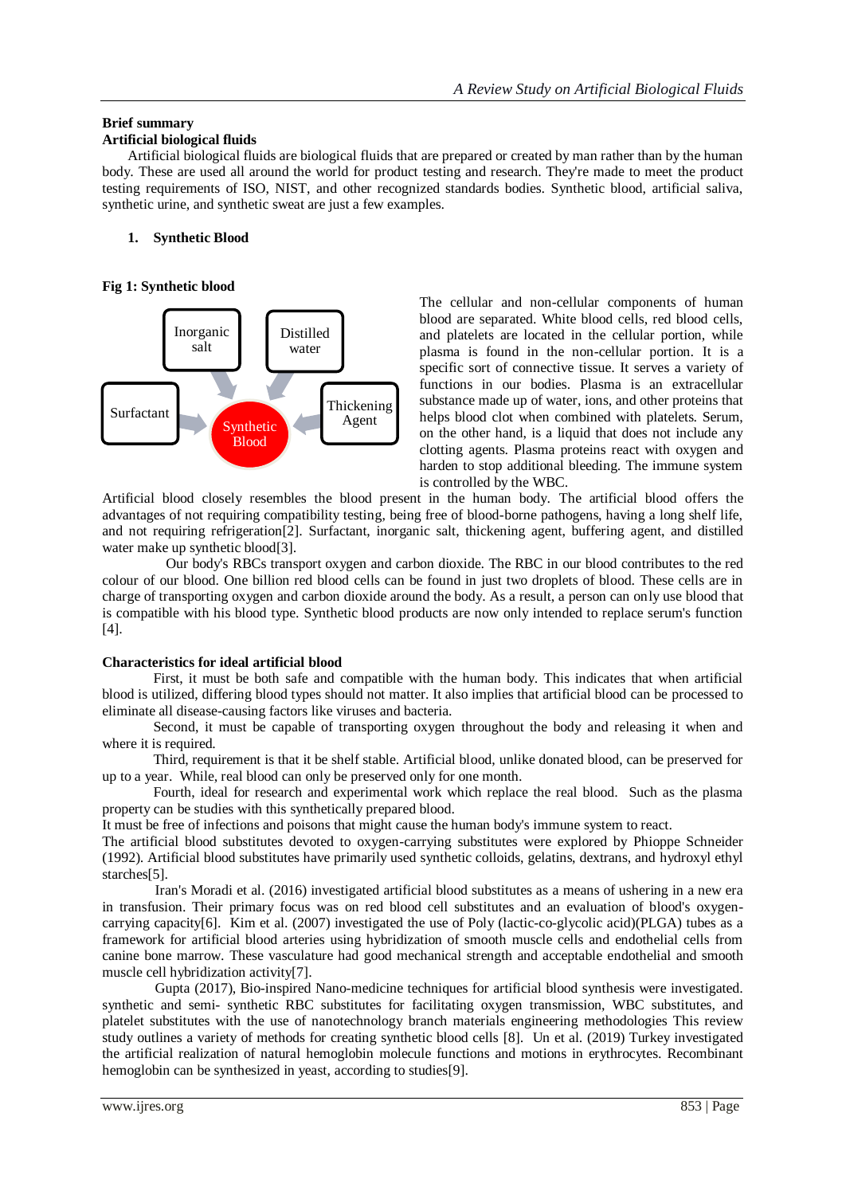**Brief summary**

**Artificial biological fluids**

Artificial biological fluids are biological fluids that are prepared or created by man rather than by the human body. These are used all around the world for product testing and research. They're made to meet the product testing requirements of ISO, NIST, and other recognized standards bodies. Synthetic blood, artificial saliva, synthetic urine, and synthetic sweat are just a few examples.

## 1. Synthetic Blood

**Fig 1: Synthetic blood**

Inorganic salt, Distilled water, Surfactant, Thickening Agent → Synthetic Blood

The cellular and non-cellular components of human blood are separated. White blood cells, red blood cells, and platelets are located in the cellular portion, while plasma is found in the non-cellular portion. It is a specific sort of connective tissue. It serves a variety of functions in our bodies. Plasma is an extracellular substance made up of water, ions, and other proteins that helps blood clot when combined with platelets. Serum, on the other hand, is a liquid that does not include any clotting agents. Plasma proteins react with oxygen and harden to stop additional bleeding. The immune system is controlled by the WBC.

Artificial blood closely resembles the blood present in the human body. The artificial blood offers the advantages of not requiring compatibility testing, being free of blood-borne pathogens, having a long shelf life, and not requiring refrigeration[2]. Surfactant, inorganic salt, thickening agent, buffering agent, and distilled water make up synthetic blood[3].

Our body's RBCs transport oxygen and carbon dioxide. The RBC in our blood contributes to the red colour of our blood. One billion red blood cells can be found in just two droplets of blood. These cells are in charge of transporting oxygen and carbon dioxide around the body. As a result, a person can only use blood that is compatible with his blood type. Synthetic blood products are now only intended to replace serum's function [4].

**Characteristics for ideal artificial blood**

First, it must be both safe and compatible with the human body. This indicates that when artificial blood is utilized, differing blood types should not matter. It also implies that artificial blood can be processed to eliminate all disease-causing factors like viruses and bacteria.

Second, it must be capable of transporting oxygen throughout the body and releasing it when and where it is required.

Third, requirement is that it be shelf stable. Artificial blood, unlike donated blood, can be preserved for up to a year. While, real blood can only be preserved only for one month.

Fourth, ideal for research and experimental work which replace the real blood. Such as the plasma property can be studies with this synthetically prepared blood.

It must be free of infections and poisons that might cause the human body's immune system to react.

The artificial blood substitutes devoted to oxygen-carrying substitutes were explored by Phioppe Schneider (1992). Artificial blood substitutes have primarily used synthetic colloids, gelatins, dextrans, and hydroxyl ethyl starches[5].

Iran's Moradi et al. (2016) investigated artificial blood substitutes as a means of ushering in a new era in transfusion. Their primary focus was on red blood cell substitutes and an evaluation of blood's oxygen-carrying capacity[6]. Kim et al. (2007) investigated the use of Poly (lactic-co-glycolic acid)(PLGA) tubes as a framework for artificial blood arteries using hybridization of smooth muscle cells and endothelial cells from canine bone marrow. These vasculature had good mechanical strength and acceptable endothelial and smooth muscle cell hybridization activity[7].

Gupta (2017), Bio-inspired Nano-medicine techniques for artificial blood synthesis were investigated. synthetic and semi- synthetic RBC substitutes for facilitating oxygen transmission, WBC substitutes, and platelet substitutes with the use of nanotechnology branch materials engineering methodologies This review study outlines a variety of methods for creating synthetic blood cells [8]. Un et al. (2019) Turkey investigated the artificial realization of natural hemoglobin molecule functions and motions in erythrocytes. Recombinant hemoglobin can be synthesized in yeast, according to studies[9].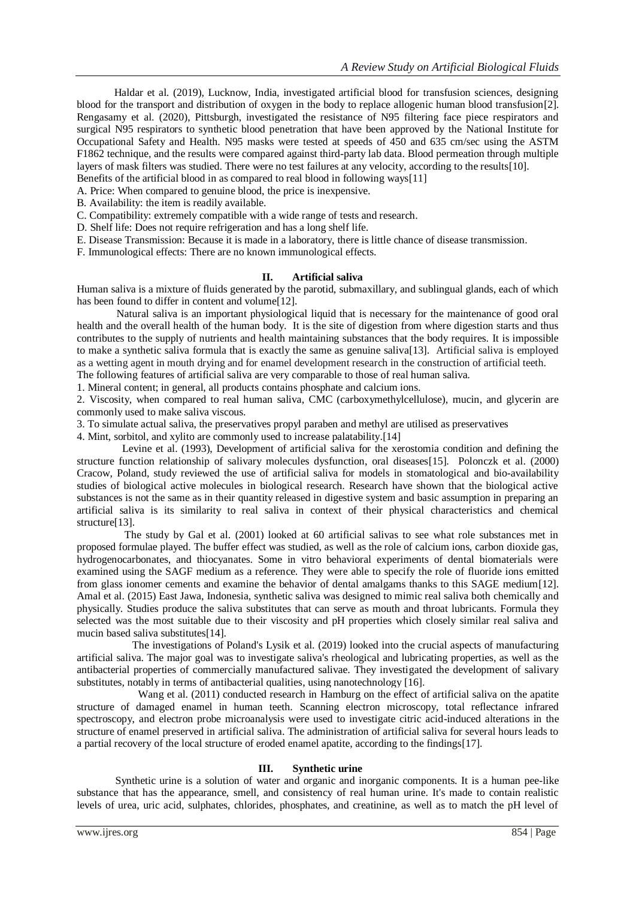Haldar et al. (2019), Lucknow, India, investigated artificial blood for transfusion sciences, designing blood for the transport and distribution of oxygen in the body to replace allogenic human blood transfusion[2]. Rengasamy et al. (2020), Pittsburgh, investigated the resistance of N95 filtering face piece respirators and surgical N95 respirators to synthetic blood penetration that have been approved by the National Institute for Occupational Safety and Health. N95 masks were tested at speeds of 450 and 635 cm/sec using the ASTM F1862 technique, and the results were compared against third-party lab data. Blood permeation through multiple layers of mask filters was studied. There were no test failures at any velocity, according to the results[10].

Benefits of the artificial blood in as compared to real blood in following ways[11]

A. Price: When compared to genuine blood, the price is inexpensive.

B. Availability: the item is readily available.

C. Compatibility: extremely compatible with a wide range of tests and research.

D. Shelf life: Does not require refrigeration and has a long shelf life.

E. Disease Transmission: Because it is made in a laboratory, there is little chance of disease transmission.

F. Immunological effects: There are no known immunological effects.

## II. Artificial saliva

Human saliva is a mixture of fluids generated by the parotid, submaxillary, and sublingual glands, each of which has been found to differ in content and volume[12].

Natural saliva is an important physiological liquid that is necessary for the maintenance of good oral health and the overall health of the human body. It is the site of digestion from where digestion starts and thus contributes to the supply of nutrients and health maintaining substances that the body requires. It is impossible to make a synthetic saliva formula that is exactly the same as genuine saliva[13]. Artificial saliva is employed as a wetting agent in mouth drying and for enamel development research in the construction of artificial teeth.

The following features of artificial saliva are very comparable to those of real human saliva.

1. Mineral content; in general, all products contains phosphate and calcium ions.
2. Viscosity, when compared to real human saliva, CMC (carboxymethylcellulose), mucin, and glycerin are commonly used to make saliva viscous.
3. To simulate actual saliva, the preservatives propyl paraben and methyl are utilised as preservatives
4. Mint, sorbitol, and xylito are commonly used to increase palatability.[14]

Levine et al. (1993), Development of artificial saliva for the xerostomia condition and defining the structure function relationship of salivary molecules dysfunction, oral diseases[15]. Polonczk et al. (2000) Cracow, Poland, study reviewed the use of artificial saliva for models in stomatological and bio-availability studies of biological active molecules in biological research. Research have shown that the biological active substances is not the same as in their quantity released in digestive system and basic assumption in preparing an artificial saliva is its similarity to real saliva in context of their physical characteristics and chemical structure[13].

The study by Gal et al. (2001) looked at 60 artificial salivas to see what role substances met in proposed formulae played. The buffer effect was studied, as well as the role of calcium ions, carbon dioxide gas, hydrogenocarbonates, and thiocyanates. Some in vitro behavioral experiments of dental biomaterials were examined using the SAGF medium as a reference. They were able to specify the role of fluoride ions emitted from glass ionomer cements and examine the behavior of dental amalgams thanks to this SAGE medium[12]. Amal et al. (2015) East Jawa, Indonesia, synthetic saliva was designed to mimic real saliva both chemically and physically. Studies produce the saliva substitutes that can serve as mouth and throat lubricants. Formula they selected was the most suitable due to their viscosity and pH properties which closely similar real saliva and mucin based saliva substitutes[14].

The investigations of Poland's Lysik et al. (2019) looked into the crucial aspects of manufacturing artificial saliva. The major goal was to investigate saliva's rheological and lubricating properties, as well as the antibacterial properties of commercially manufactured salivae. They investigated the development of salivary substitutes, notably in terms of antibacterial qualities, using nanotechnology [16].

Wang et al. (2011) conducted research in Hamburg on the effect of artificial saliva on the apatite structure of damaged enamel in human teeth. Scanning electron microscopy, total reflectance infrared spectroscopy, and electron probe microanalysis were used to investigate citric acid-induced alterations in the structure of enamel preserved in artificial saliva. The administration of artificial saliva for several hours leads to a partial recovery of the local structure of eroded enamel apatite, according to the findings[17].

## III. Synthetic urine

Synthetic urine is a solution of water and organic and inorganic components. It is a human pee-like substance that has the appearance, smell, and consistency of real human urine. It's made to contain realistic levels of urea, uric acid, sulphates, chlorides, phosphates, and creatinine, as well as to match the pH level of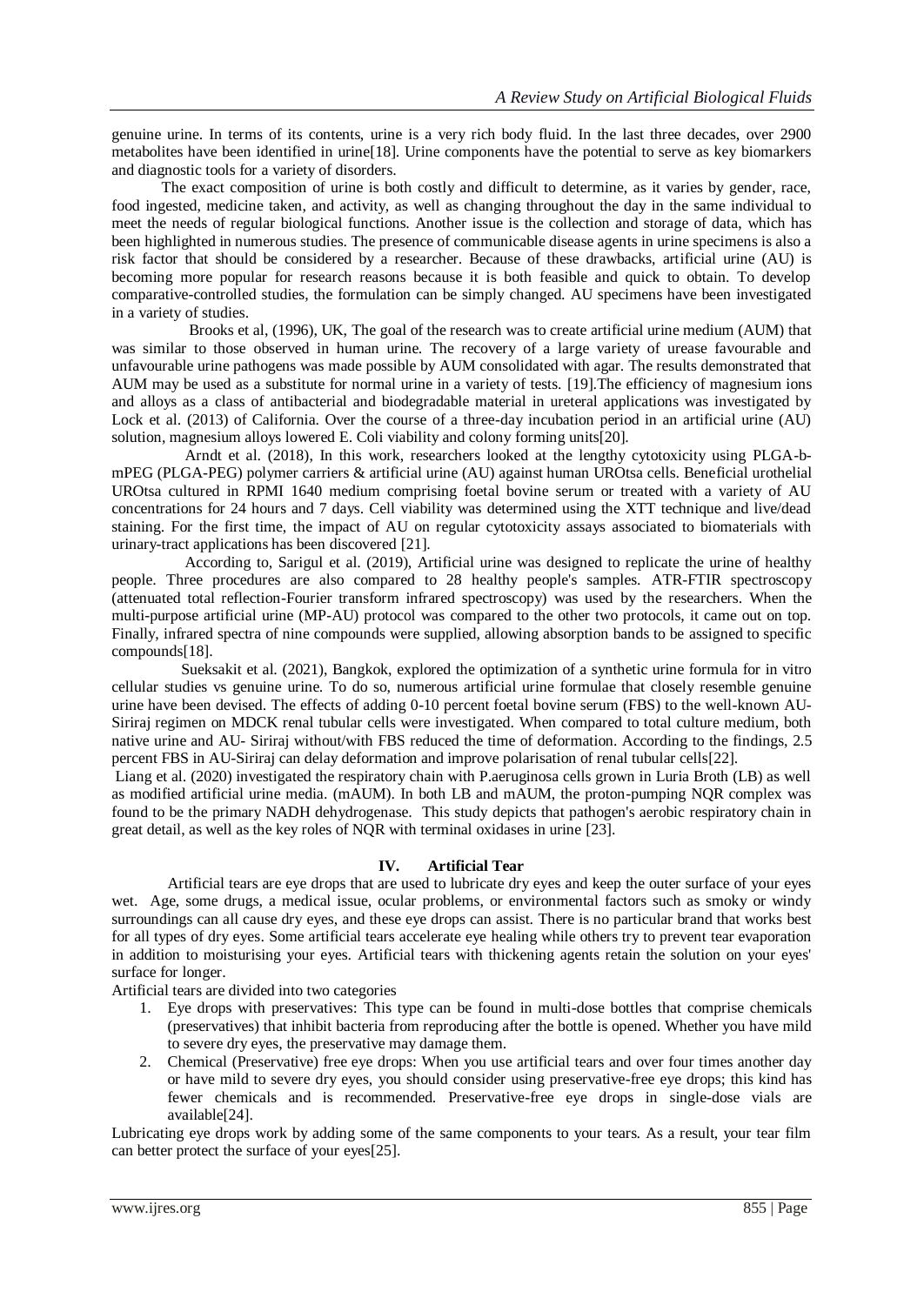genuine urine. In terms of its contents, urine is a very rich body fluid. In the last three decades, over 2900 metabolites have been identified in urine[18]. Urine components have the potential to serve as key biomarkers and diagnostic tools for a variety of disorders.

The exact composition of urine is both costly and difficult to determine, as it varies by gender, race, food ingested, medicine taken, and activity, as well as changing throughout the day in the same individual to meet the needs of regular biological functions. Another issue is the collection and storage of data, which has been highlighted in numerous studies. The presence of communicable disease agents in urine specimens is also a risk factor that should be considered by a researcher. Because of these drawbacks, artificial urine (AU) is becoming more popular for research reasons because it is both feasible and quick to obtain. To develop comparative-controlled studies, the formulation can be simply changed. AU specimens have been investigated in a variety of studies.

Brooks et al, (1996), UK, The goal of the research was to create artificial urine medium (AUM) that was similar to those observed in human urine. The recovery of a large variety of urease favourable and unfavourable urine pathogens was made possible by AUM consolidated with agar. The results demonstrated that AUM may be used as a substitute for normal urine in a variety of tests. [19].The efficiency of magnesium ions and alloys as a class of antibacterial and biodegradable material in ureteral applications was investigated by Lock et al. (2013) of California. Over the course of a three-day incubation period in an artificial urine (AU) solution, magnesium alloys lowered E. Coli viability and colony forming units[20].

Arndt et al. (2018), In this work, researchers looked at the lengthy cytotoxicity using PLGA-b-mPEG (PLGA-PEG) polymer carriers & artificial urine (AU) against human UROtsa cells. Beneficial urothelial UROtsa cultured in RPMI 1640 medium comprising foetal bovine serum or treated with a variety of AU concentrations for 24 hours and 7 days. Cell viability was determined using the XTT technique and live/dead staining. For the first time, the impact of AU on regular cytotoxicity assays associated to biomaterials with urinary-tract applications has been discovered [21].

According to, Sarigul et al. (2019), Artificial urine was designed to replicate the urine of healthy people. Three procedures are also compared to 28 healthy people's samples. ATR-FTIR spectroscopy (attenuated total reflection-Fourier transform infrared spectroscopy) was used by the researchers. When the multi-purpose artificial urine (MP-AU) protocol was compared to the other two protocols, it came out on top. Finally, infrared spectra of nine compounds were supplied, allowing absorption bands to be assigned to specific compounds[18].

Sueksakit et al. (2021), Bangkok, explored the optimization of a synthetic urine formula for in vitro cellular studies vs genuine urine. To do so, numerous artificial urine formulae that closely resemble genuine urine have been devised. The effects of adding 0-10 percent foetal bovine serum (FBS) to the well-known AU-Siriraj regimen on MDCK renal tubular cells were investigated. When compared to total culture medium, both native urine and AU- Siriraj without/with FBS reduced the time of deformation. According to the findings, 2.5 percent FBS in AU-Siriraj can delay deformation and improve polarisation of renal tubular cells[22].

Liang et al. (2020) investigated the respiratory chain with P.aeruginosa cells grown in Luria Broth (LB) as well as modified artificial urine media. (mAUM). In both LB and mAUM, the proton-pumping NQR complex was found to be the primary NADH dehydrogenase. This study depicts that pathogen's aerobic respiratory chain in great detail, as well as the key roles of NQR with terminal oxidases in urine [23].

## IV. Artificial Tear

Artificial tears are eye drops that are used to lubricate dry eyes and keep the outer surface of your eyes wet. Age, some drugs, a medical issue, ocular problems, or environmental factors such as smoky or windy surroundings can all cause dry eyes, and these eye drops can assist. There is no particular brand that works best for all types of dry eyes. Some artificial tears accelerate eye healing while others try to prevent tear evaporation in addition to moisturising your eyes. Artificial tears with thickening agents retain the solution on your eyes' surface for longer.

Artificial tears are divided into two categories

1. Eye drops with preservatives: This type can be found in multi-dose bottles that comprise chemicals (preservatives) that inhibit bacteria from reproducing after the bottle is opened. Whether you have mild to severe dry eyes, the preservative may damage them.
2. Chemical (Preservative) free eye drops: When you use artificial tears and over four times another day or have mild to severe dry eyes, you should consider using preservative-free eye drops; this kind has fewer chemicals and is recommended. Preservative-free eye drops in single-dose vials are available[24].

Lubricating eye drops work by adding some of the same components to your tears. As a result, your tear film can better protect the surface of your eyes[25].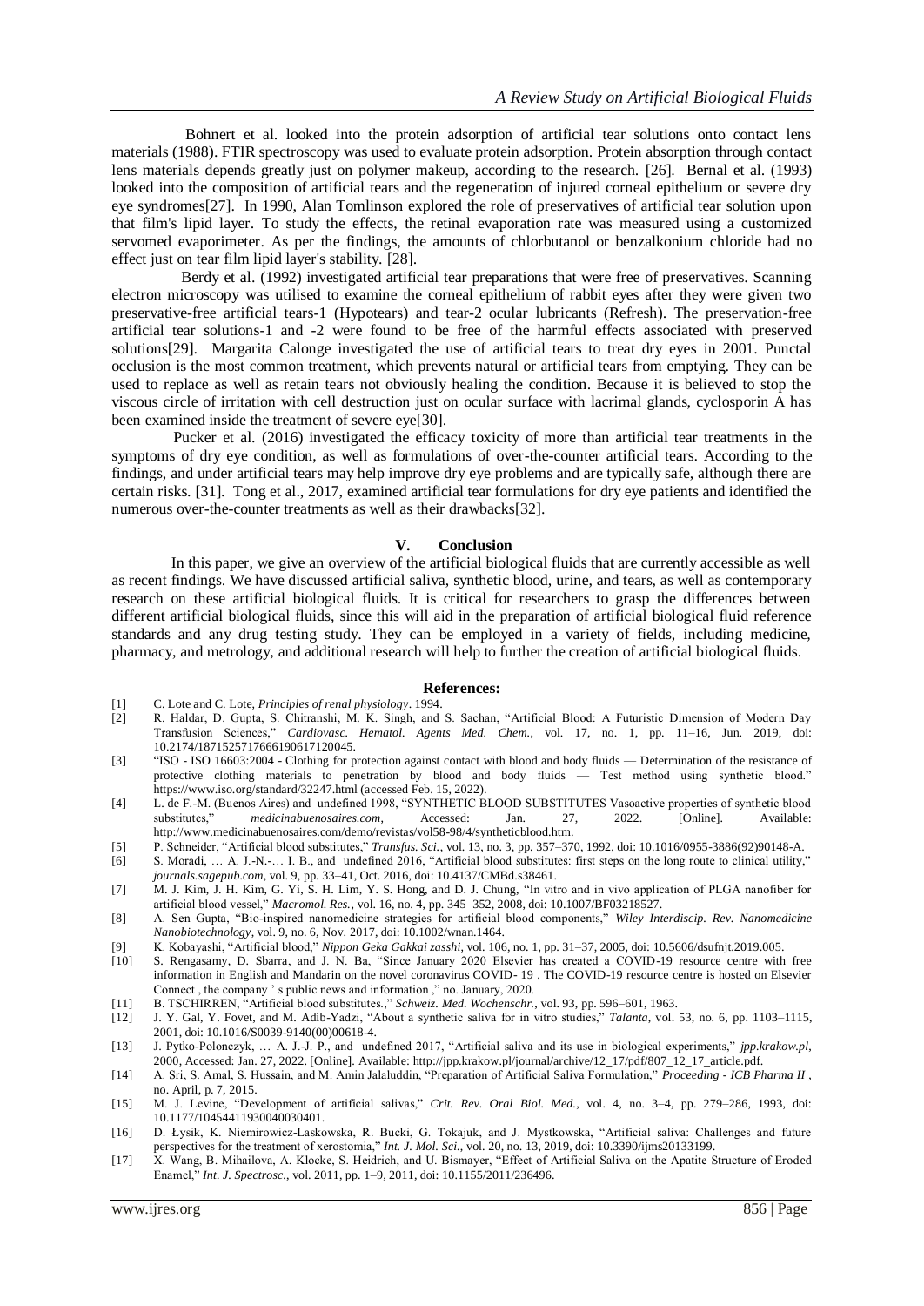Bohnert et al. looked into the protein adsorption of artificial tear solutions onto contact lens materials (1988). FTIR spectroscopy was used to evaluate protein adsorption. Protein absorption through contact lens materials depends greatly just on polymer makeup, according to the research. [26]. Bernal et al. (1993) looked into the composition of artificial tears and the regeneration of injured corneal epithelium or severe dry eye syndromes[27]. In 1990, Alan Tomlinson explored the role of preservatives of artificial tear solution upon that film's lipid layer. To study the effects, the retinal evaporation rate was measured using a customized servomed evaporimeter. As per the findings, the amounts of chlorbutanol or benzalkonium chloride had no effect just on tear film lipid layer's stability. [28].

Berdy et al. (1992) investigated artificial tear preparations that were free of preservatives. Scanning electron microscopy was utilised to examine the corneal epithelium of rabbit eyes after they were given two preservative-free artificial tears-1 (Hypotears) and tear-2 ocular lubricants (Refresh). The preservation-free artificial tear solutions-1 and -2 were found to be free of the harmful effects associated with preserved solutions[29]. Margarita Calonge investigated the use of artificial tears to treat dry eyes in 2001. Punctal occlusion is the most common treatment, which prevents natural or artificial tears from emptying. They can be used to replace as well as retain tears not obviously healing the condition. Because it is believed to stop the viscous circle of irritation with cell destruction just on ocular surface with lacrimal glands, cyclosporin A has been examined inside the treatment of severe eye[30].

Pucker et al. (2016) investigated the efficacy toxicity of more than artificial tear treatments in the symptoms of dry eye condition, as well as formulations of over-the-counter artificial tears. According to the findings, and under artificial tears may help improve dry eye problems and are typically safe, although there are certain risks. [31]. Tong et al., 2017, examined artificial tear formulations for dry eye patients and identified the numerous over-the-counter treatments as well as their drawbacks[32].

## V. Conclusion

In this paper, we give an overview of the artificial biological fluids that are currently accessible as well as recent findings. We have discussed artificial saliva, synthetic blood, urine, and tears, as well as contemporary research on these artificial biological fluids. It is critical for researchers to grasp the differences between different artificial biological fluids, since this will aid in the preparation of artificial biological fluid reference standards and any drug testing study. They can be employed in a variety of fields, including medicine, pharmacy, and metrology, and additional research will help to further the creation of artificial biological fluids.

## References:

[1] C. Lote and C. Lote, *Principles of renal physiology*. 1994.

[2] R. Haldar, D. Gupta, S. Chitranshi, M. K. Singh, and S. Sachan, "Artificial Blood: A Futuristic Dimension of Modern Day Transfusion Sciences," *Cardiovasc. Hematol. Agents Med. Chem.*, vol. 17, no. 1, pp. 11–16, Jun. 2019, doi: 10.2174/1871525717666190617120045.

[3] "ISO - ISO 16603:2004 - Clothing for protection against contact with blood and body fluids — Determination of the resistance of protective clothing materials to penetration by blood and body fluids — Test method using synthetic blood." https://www.iso.org/standard/32247.html (accessed Feb. 15, 2022).

[4] L. de F.-M. (Buenos Aires) and undefined 1998, "SYNTHETIC BLOOD SUBSTITUTES Vasoactive properties of synthetic blood substitutes," *medicinabuenosaires.com*, Accessed: Jan. 27, 2022. [Online]. Available: http://www.medicinabuenosaires.com/demo/revistas/vol58-98/4/syntheticblood.htm.

[5] P. Schneider, "Artificial blood substitutes," *Transfus. Sci.*, vol. 13, no. 3, pp. 357–370, 1992, doi: 10.1016/0955-3886(92)90148-A.

[6] S. Moradi, … A. J.-N.-… I. B., and undefined 2016, "Artificial blood substitutes: first steps on the long route to clinical utility," *journals.sagepub.com*, vol. 9, pp. 33–41, Oct. 2016, doi: 10.4137/CMBd.s38461.

[7] M. J. Kim, J. H. Kim, G. Yi, S. H. Lim, Y. S. Hong, and D. J. Chung, "In vitro and in vivo application of PLGA nanofiber for artificial blood vessel," *Macromol. Res.*, vol. 16, no. 4, pp. 345–352, 2008, doi: 10.1007/BF03218527.

[8] A. Sen Gupta, "Bio-inspired nanomedicine strategies for artificial blood components," *Wiley Interdiscip. Rev. Nanomedicine Nanobiotechnology*, vol. 9, no. 6, Nov. 2017, doi: 10.1002/wnan.1464.

[9] K. Kobayashi, "Artificial blood," *Nippon Geka Gakkai zasshi*, vol. 106, no. 1, pp. 31–37, 2005, doi: 10.5606/dsufnjt.2019.005.

[10] S. Rengasamy, D. Sbarra, and J. N. Ba, "Since January 2020 Elsevier has created a COVID-19 resource centre with free information in English and Mandarin on the novel coronavirus COVID- 19 . The COVID-19 resource centre is hosted on Elsevier Connect , the company ' s public news and information ," no. January, 2020.

[11] B. TSCHIRREN, "Artificial blood substitutes.," *Schweiz. Med. Wochenschr.*, vol. 93, pp. 596–601, 1963.

[12] J. Y. Gal, Y. Fovet, and M. Adib-Yadzi, "About a synthetic saliva for in vitro studies," *Talanta*, vol. 53, no. 6, pp. 1103–1115, 2001, doi: 10.1016/S0039-9140(00)00618-4.

[13] J. Pytko-Polonczyk, … A. J.-J. P., and undefined 2017, "Artificial saliva and its use in biological experiments," *jpp.krakow.pl*, 2000, Accessed: Jan. 27, 2022. [Online]. Available: http://jpp.krakow.pl/journal/archive/12_17/pdf/807_12_17_article.pdf.

[14] A. Sri, S. Amal, S. Hussain, and M. Amin Jalaluddin, "Preparation of Artificial Saliva Formulation," *Proceeding - ICB Pharma II* , no. April, p. 7, 2015.

[15] M. J. Levine, "Development of artificial salivas," *Crit. Rev. Oral Biol. Med.*, vol. 4, no. 3–4, pp. 279–286, 1993, doi: 10.1177/10454411930040030401.

[16] D. Łysik, K. Niemirowicz-Laskowska, R. Bucki, G. Tokajuk, and J. Mystkowska, "Artificial saliva: Challenges and future perspectives for the treatment of xerostomia," *Int. J. Mol. Sci.*, vol. 20, no. 13, 2019, doi: 10.3390/ijms20133199.

[17] X. Wang, B. Mihailova, A. Klocke, S. Heidrich, and U. Bismayer, "Effect of Artificial Saliva on the Apatite Structure of Eroded Enamel," *Int. J. Spectrosc.*, vol. 2011, pp. 1–9, 2011, doi: 10.1155/2011/236496.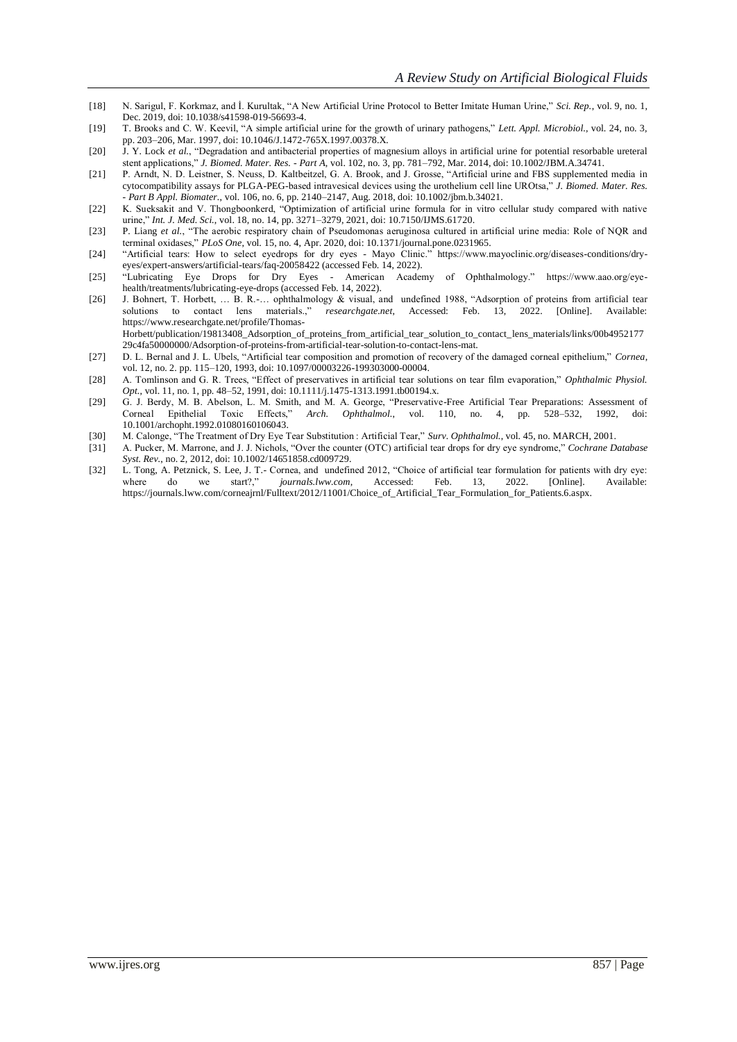[18] N. Sarigul, F. Korkmaz, and İ. Kurultak, "A New Artificial Urine Protocol to Better Imitate Human Urine," *Sci. Rep.*, vol. 9, no. 1, Dec. 2019, doi: 10.1038/s41598-019-56693-4.

[19] T. Brooks and C. W. Keevil, "A simple artificial urine for the growth of urinary pathogens," *Lett. Appl. Microbiol.*, vol. 24, no. 3, pp. 203–206, Mar. 1997, doi: 10.1046/J.1472-765X.1997.00378.X.

[20] J. Y. Lock *et al.*, "Degradation and antibacterial properties of magnesium alloys in artificial urine for potential resorbable ureteral stent applications," *J. Biomed. Mater. Res. - Part A*, vol. 102, no. 3, pp. 781–792, Mar. 2014, doi: 10.1002/JBM.A.34741.

[21] P. Arndt, N. D. Leistner, S. Neuss, D. Kaltbeitzel, G. A. Brook, and J. Grosse, "Artificial urine and FBS supplemented media in cytocompatibility assays for PLGA-PEG-based intravesical devices using the urothelium cell line UROtsa," *J. Biomed. Mater. Res. - Part B Appl. Biomater.*, vol. 106, no. 6, pp. 2140–2147, Aug. 2018, doi: 10.1002/jbm.b.34021.

[22] K. Sueksakit and V. Thongboonkerd, "Optimization of artificial urine formula for in vitro cellular study compared with native urine," *Int. J. Med. Sci.*, vol. 18, no. 14, pp. 3271–3279, 2021, doi: 10.7150/IJMS.61720.

[23] P. Liang *et al.*, "The aerobic respiratory chain of Pseudomonas aeruginosa cultured in artificial urine media: Role of NQR and terminal oxidases," *PLoS One*, vol. 15, no. 4, Apr. 2020, doi: 10.1371/journal.pone.0231965.

[24] "Artificial tears: How to select eyedrops for dry eyes - Mayo Clinic." https://www.mayoclinic.org/diseases-conditions/dry-eyes/expert-answers/artificial-tears/faq-20058422 (accessed Feb. 14, 2022).

[25] "Lubricating Eye Drops for Dry Eyes - American Academy of Ophthalmology." https://www.aao.org/eye-health/treatments/lubricating-eye-drops (accessed Feb. 14, 2022).

[26] J. Bohnert, T. Horbett, … B. R.-… ophthalmology & visual, and undefined 1988, "Adsorption of proteins from artificial tear solutions to contact lens materials.," *researchgate.net*, Accessed: Feb. 13, 2022. [Online]. Available: https://www.researchgate.net/profile/Thomas-Horbett/publication/19813408_Adsorption_of_proteins_from_artificial_tear_solution_to_contact_lens_materials/links/00b4952177 29c4fa50000000/Adsorption-of-proteins-from-artificial-tear-solution-to-contact-lens-mat.

[27] D. L. Bernal and J. L. Ubels, "Artificial tear composition and promotion of recovery of the damaged corneal epithelium," *Cornea*, vol. 12, no. 2. pp. 115–120, 1993, doi: 10.1097/00003226-199303000-00004.

[28] A. Tomlinson and G. R. Trees, "Effect of preservatives in artificial tear solutions on tear film evaporation," *Ophthalmic Physiol. Opt.*, vol. 11, no. 1, pp. 48–52, 1991, doi: 10.1111/j.1475-1313.1991.tb00194.x.

[29] G. J. Berdy, M. B. Abelson, L. M. Smith, and M. A. George, "Preservative-Free Artificial Tear Preparations: Assessment of Corneal Epithelial Toxic Effects," *Arch. Ophthalmol.*, vol. 110, no. 4, pp. 528–532, 1992, doi: 10.1001/archopht.1992.01080160106043.

[30] M. Calonge, "The Treatment of Dry Eye Tear Substitution : Artificial Tear," *Surv. Ophthalmol.*, vol. 45, no. MARCH, 2001.

[31] A. Pucker, M. Marrone, and J. J. Nichols, "Over the counter (OTC) artificial tear drops for dry eye syndrome," *Cochrane Database Syst. Rev.*, no. 2, 2012, doi: 10.1002/14651858.cd009729.

[32] L. Tong, A. Petznick, S. Lee, J. T.- Cornea, and undefined 2012, "Choice of artificial tear formulation for patients with dry eye: where do we start?," *journals.lww.com*, Accessed: Feb. 13, 2022. [Online]. Available: https://journals.lww.com/corneajrnl/Fulltext/2012/11001/Choice_of_Artificial_Tear_Formulation_for_Patients.6.aspx.